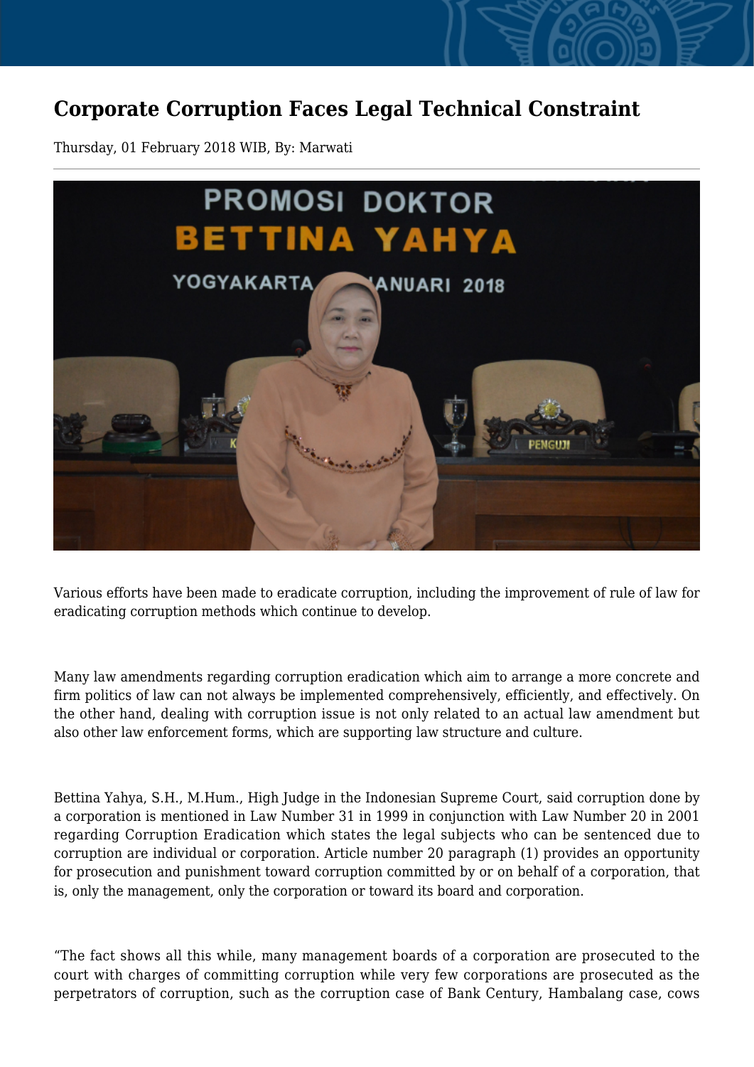# Corporate Corruption Faces Legal Technical Constraint

Thursday, 01 February 2018 WIB, By: Marwati

Various efforts have been made to eradicate corruption, including the improvement of rule of law for eradicating corruption methods which continue to develop.

Many law amendments regarding corruption eradication which aim to arrange a more concrete and firm politics of law can not always be implemented comprehensively, efficiently, and effectively. On the other hand, dealing with corruption issue is not only related to an actual law amendment but also other law enforcement forms, which are supporting law structure and culture.

Bettina Yahya, S.H., M.Hum., High Judge in the Indonesian Supreme Court, said corruption done by a corporation is mentioned in Law Number 31 in 1999 in conjunction with Law Number 20 in 2001 regarding Corruption Eradication which states the legal subjects who can be sentenced due to corruption are individual or corporation. Article number 20 paragraph (1) provides an opportunity for prosecution and punishment toward corruption committed by or on behalf of a corporation, that is, only the management, only the corporation or toward its board and corporation.

"The fact shows all this while, many management boards of a corporation are prosecuted to the court with charges of committing corruption while very few corporations are prosecuted as the perpetrators of corruption, such as the corruption case of Bank Century, Hambalang case, cows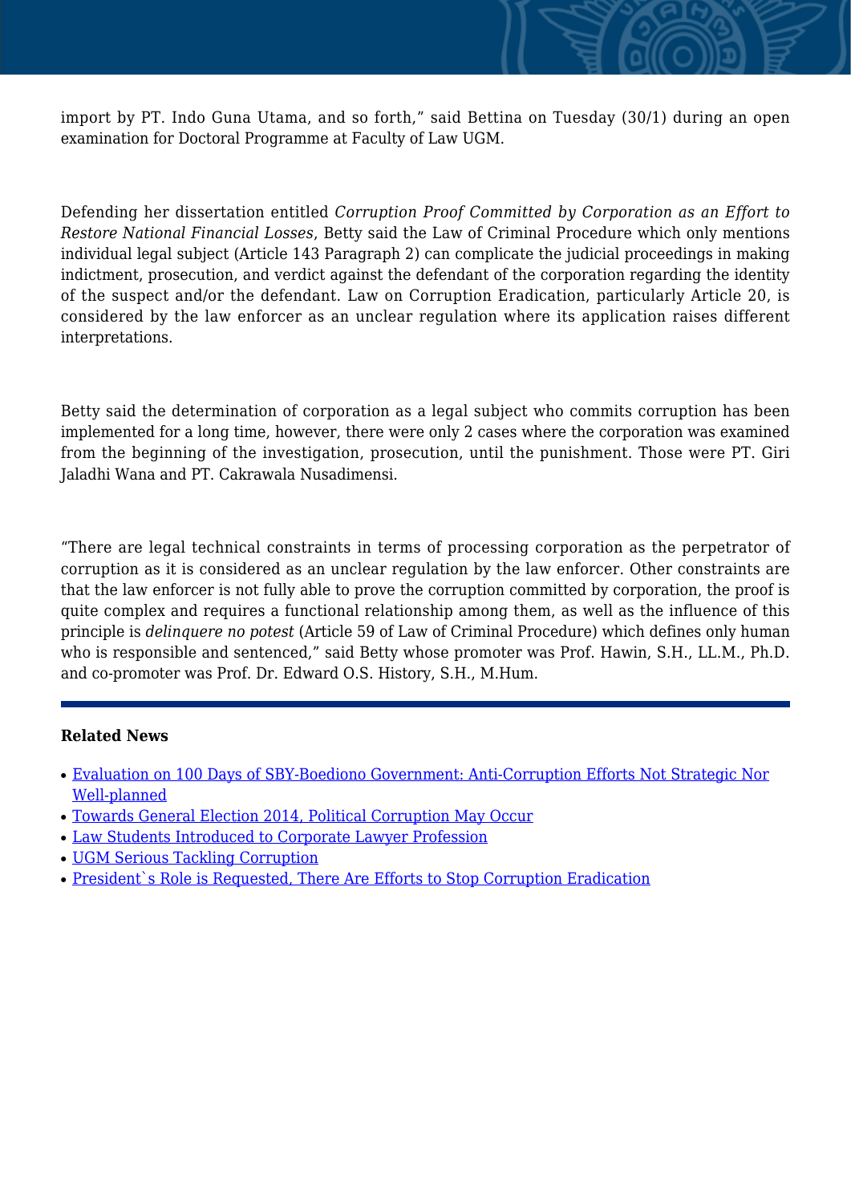import by PT. Indo Guna Utama, and so forth," said Bettina on Tuesday (30/1) during an open examination for Doctoral Programme at Faculty of Law UGM.

Defending her dissertation entitled *Corruption Proof Committed by Corporation as an Effort to Restore National Financial Losses*, Betty said the Law of Criminal Procedure which only mentions individual legal subject (Article 143 Paragraph 2) can complicate the judicial proceedings in making indictment, prosecution, and verdict against the defendant of the corporation regarding the identity of the suspect and/or the defendant. Law on Corruption Eradication, particularly Article 20, is considered by the law enforcer as an unclear regulation where its application raises different interpretations.

Betty said the determination of corporation as a legal subject who commits corruption has been implemented for a long time, however, there were only 2 cases where the corporation was examined from the beginning of the investigation, prosecution, until the punishment. Those were PT. Giri Jaladhi Wana and PT. Cakrawala Nusadimensi.

"There are legal technical constraints in terms of processing corporation as the perpetrator of corruption as it is considered as an unclear regulation by the law enforcer. Other constraints are that the law enforcer is not fully able to prove the corruption committed by corporation, the proof is quite complex and requires a functional relationship among them, as well as the influence of this principle is *delinquere no potest* (Article 59 of Law of Criminal Procedure) which defines only human who is responsible and sentenced," said Betty whose promoter was Prof. Hawin, S.H., LL.M., Ph.D. and co-promoter was Prof. Dr. Edward O.S. History, S.H., M.Hum.

---

**Related News**

- Evaluation on 100 Days of SBY-Boediono Government: Anti-Corruption Efforts Not Strategic Nor Well-planned
- Towards General Election 2014, Political Corruption May Occur
- Law Students Introduced to Corporate Lawyer Profession
- UGM Serious Tackling Corruption
- President`s Role is Requested, There Are Efforts to Stop Corruption Eradication